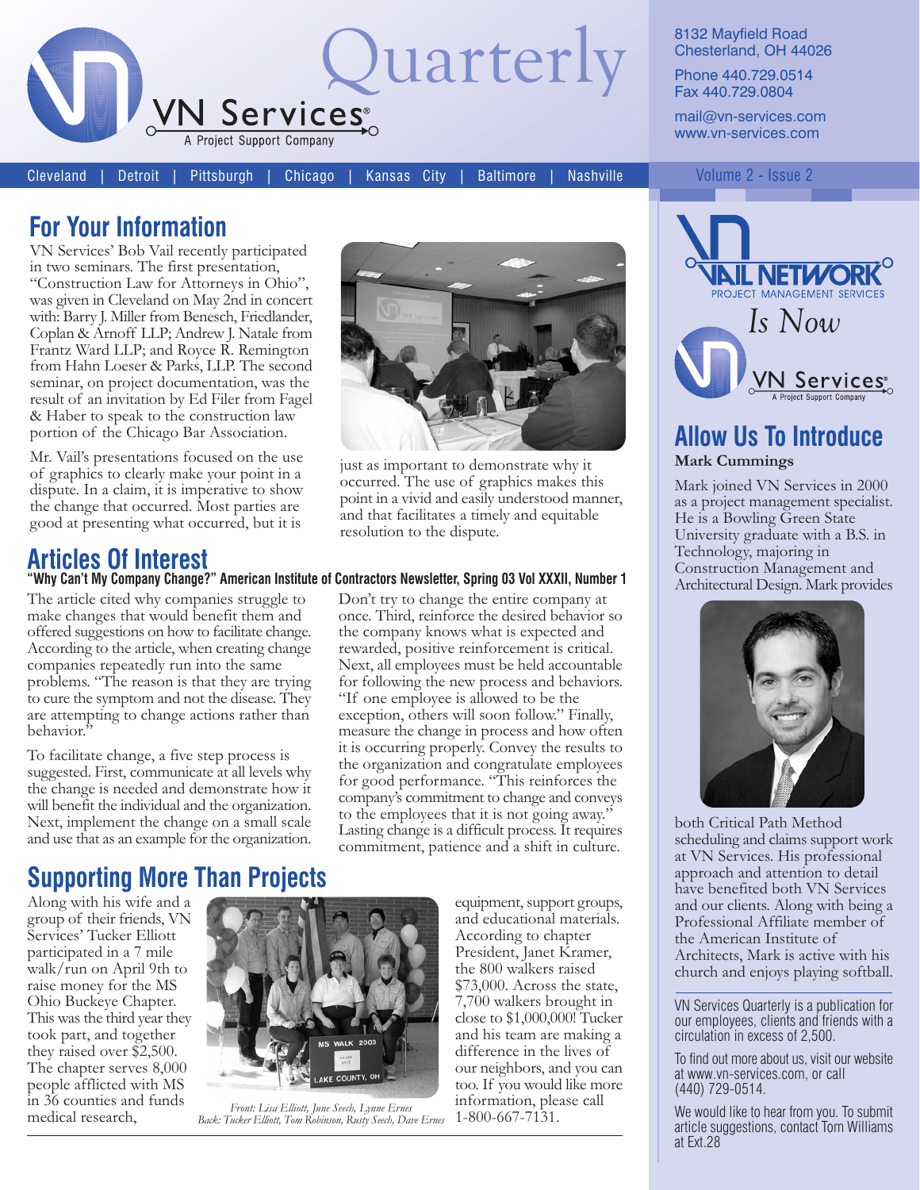# VN Services Quarterly

A Project Support Company

8132 Mayfield Road
Chesterland, OH 44026

Phone 440.729.0514
Fax 440.729.0804

mail@vn-services.com
www.vn-services.com

Cleveland | Detroit | Pittsburgh | Chicago | Kansas City | Baltimore | Nashville

Volume 2 - Issue 2

## For Your Information

VN Services' Bob Vail recently participated in two seminars. The first presentation, "Construction Law for Attorneys in Ohio", was given in Cleveland on May 2nd in concert with: Barry J. Miller from Benesch, Friedlander, Coplan & Arnoff LLP; Andrew J. Natale from Frantz Ward LLP; and Royce R. Remington from Hahn Loeser & Parks, LLP. The second seminar, on project documentation, was the result of an invitation by Ed Filer from Fagel & Haber to speak to the construction law portion of the Chicago Bar Association.

Mr. Vail's presentations focused on the use of graphics to clearly make your point in a dispute. In a claim, it is imperative to show the change that occurred. Most parties are good at presenting what occurred, but it is just as important to demonstrate why it occurred. The use of graphics makes this point in a vivid and easily understood manner, and that facilitates a timely and equitable resolution to the dispute.

## Articles Of Interest

**"Why Can't My Company Change?" American Institute of Contractors Newsletter, Spring 03 Vol XXXII, Number 1**

The article cited why companies struggle to make changes that would benefit them and offered suggestions on how to facilitate change. According to the article, when creating change companies repeatedly run into the same problems. "The reason is that they are trying to cure the symptom and not the disease. They are attempting to change actions rather than behavior."

To facilitate change, a five step process is suggested. First, communicate at all levels why the change is needed and demonstrate how it will benefit the individual and the organization. Next, implement the change on a small scale and use that as an example for the organization. Don't try to change the entire company at once. Third, reinforce the desired behavior so the company knows what is expected and rewarded, positive reinforcement is critical. Next, all employees must be held accountable for following the new process and behaviors. "If one employee is allowed to be the exception, others will soon follow." Finally, measure the change in process and how often it is occurring properly. Convey the results to the organization and congratulate employees for good performance. "This reinforces the company's commitment to change and conveys to the employees that it is not going away." Lasting change is a difficult process. It requires commitment, patience and a shift in culture.

## Supporting More Than Projects

Along with his wife and a group of their friends, VN Services' Tucker Elliott participated in a 7 mile walk/run on April 9th to raise money for the MS Ohio Buckeye Chapter. This was the third year they took part, and together they raised over $2,500. The chapter serves 8,000 people afflicted with MS in 36 counties and funds medical research, equipment, support groups, and educational materials. According to chapter President, Janet Kramer, the 800 walkers raised $73,000. Across the state, 7,700 walkers brought in close to $1,000,000! Tucker and his team are making a difference in the lives of our neighbors, and you can too. If you would like more information, please call 1-800-667-7131.

*Front: Lisa Elliott, June Seech, Lynne Ernes*
*Back: Tucker Elliott, Tom Robinson, Rusty Seech, Dave Ernes*

---

Vail Network Project Management Services *Is Now* VN Services — A Project Support Company

## Allow Us To Introduce

**Mark Cummings**

Mark joined VN Services in 2000 as a project management specialist. He is a Bowling Green State University graduate with a B.S. in Technology, majoring in Construction Management and Architectural Design. Mark provides both Critical Path Method scheduling and claims support work at VN Services. His professional approach and attention to detail have benefited both VN Services and our clients. Along with being a Professional Affiliate member of the American Institute of Architects, Mark is active with his church and enjoys playing softball.

---

VN Services Quarterly is a publication for our employees, clients and friends with a circulation in excess of 2,500.

To find out more about us, visit our website at www.vn-services.com, or call (440) 729-0514.

We would like to hear from you. To submit article suggestions, contact Tom Williams at Ext.28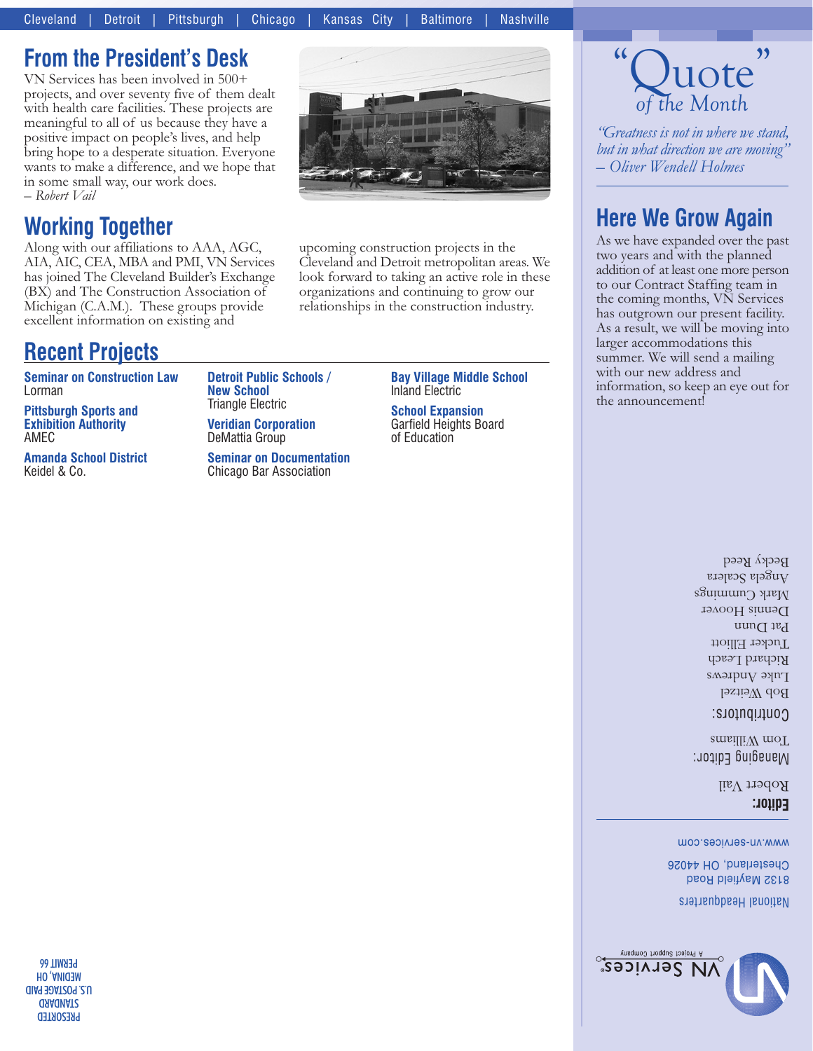Cleveland | Detroit | Pittsburgh | Chicago | Kansas City | Baltimore | Nashville

## From the President's Desk

VN Services has been involved in 500+ projects, and over seventy five of them dealt with health care facilities. These projects are meaningful to all of us because they have a positive impact on people's lives, and help bring hope to a desperate situation. Everyone wants to make a difference, and we hope that in some small way, our work does.
*– Robert Vail*

## Working Together

Along with our affiliations to AAA, AGC, AIA, AIC, CEA, MBA and PMI, VN Services has joined The Cleveland Builder's Exchange (BX) and The Construction Association of Michigan (C.A.M.). These groups provide excellent information on existing and upcoming construction projects in the Cleveland and Detroit metropolitan areas. We look forward to taking an active role in these organizations and continuing to grow our relationships in the construction industry.

## Recent Projects

**Seminar on Construction Law**
Lorman

**Pittsburgh Sports and Exhibition Authority**
AMEC

**Amanda School District**
Keidel & Co.

**Detroit Public Schools / New School**
Triangle Electric

**Veridian Corporation**
DeMattia Group

**Seminar on Documentation**
Chicago Bar Association

**Bay Village Middle School**
Inland Electric

**School Expansion**
Garfield Heights Board of Education

## "Quote" of the Month

*"Greatness is not in where we stand, but in what direction we are moving" – Oliver Wendell Holmes*

## Here We Grow Again

As we have expanded over the past two years and with the planned addition of at least one more person to our Contract Staffing team in the coming months, VN Services has outgrown our present facility. As a result, we will be moving into larger accommodations this summer. We will send a mailing with our new address and information, so keep an eye out for the announcement!

**Editor:**
Robert Vail

Managing Editor:
Tom Williams

Contributors:
Bob Weizel
Luke Andrews
Richard Leach
Tucker Elliott
Pat Dunn
Dennis Hoover
Mark Cummings
Angela Scalera
Becky Reed

National Headquarters
8132 Mayfield Road
Chesterland, OH 44026
www.vn-services.com

VN Services
A Project Support Company

PRESORTED
STANDARD
U.S. POSTAGE PAID
MEDINA, OH
PERMIT 66